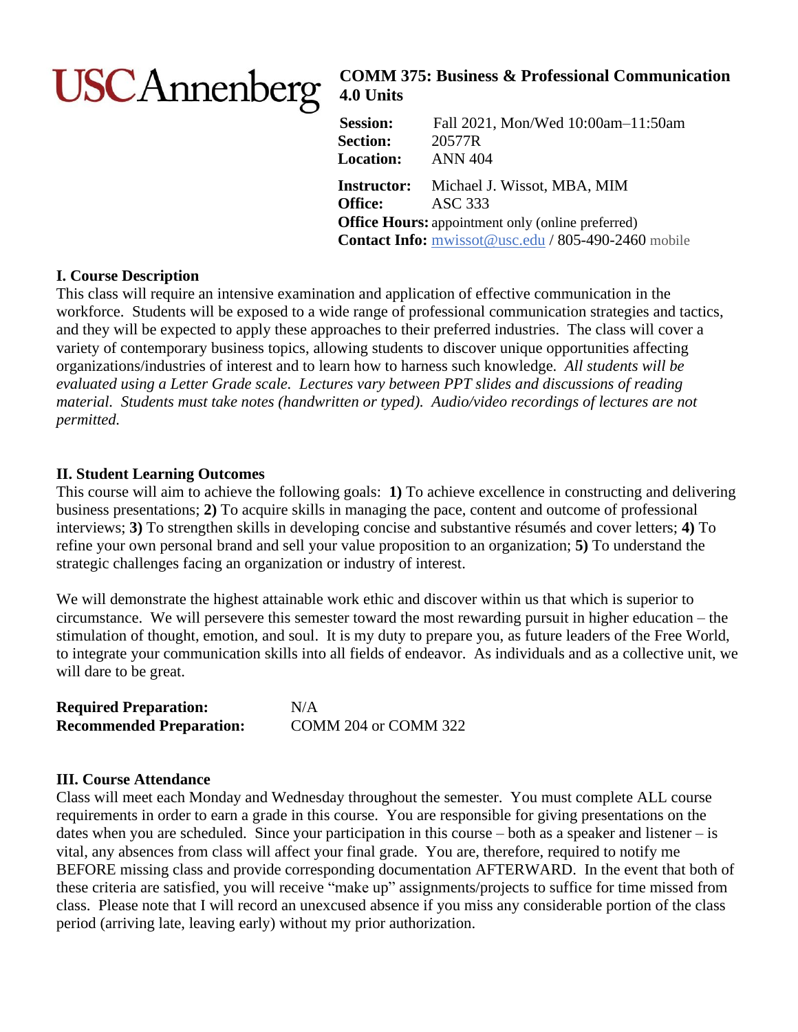USC Annenberg

# COMM 375: Business & Professional Communication
**4.0 Units**

**Session:** Fall 2021, Mon/Wed 10:00am–11:50am
**Section:** 20577R
**Location:** ANN 404

**Instructor:** Michael J. Wissot, MBA, MIM
**Office:** ASC 333
**Office Hours:** appointment only (online preferred)
**Contact Info:** mwissot@usc.edu / 805-490-2460 mobile

## I. Course Description

This class will require an intensive examination and application of effective communication in the workforce. Students will be exposed to a wide range of professional communication strategies and tactics, and they will be expected to apply these approaches to their preferred industries. The class will cover a variety of contemporary business topics, allowing students to discover unique opportunities affecting organizations/industries of interest and to learn how to harness such knowledge. *All students will be evaluated using a Letter Grade scale. Lectures vary between PPT slides and discussions of reading material. Students must take notes (handwritten or typed). Audio/video recordings of lectures are not permitted.*

## II. Student Learning Outcomes

This course will aim to achieve the following goals: **1)** To achieve excellence in constructing and delivering business presentations; **2)** To acquire skills in managing the pace, content and outcome of professional interviews; **3)** To strengthen skills in developing concise and substantive résumés and cover letters; **4)** To refine your own personal brand and sell your value proposition to an organization; **5)** To understand the strategic challenges facing an organization or industry of interest.

We will demonstrate the highest attainable work ethic and discover within us that which is superior to circumstance. We will persevere this semester toward the most rewarding pursuit in higher education – the stimulation of thought, emotion, and soul. It is my duty to prepare you, as future leaders of the Free World, to integrate your communication skills into all fields of endeavor. As individuals and as a collective unit, we will dare to be great.

**Required Preparation:** N/A
**Recommended Preparation:** COMM 204 or COMM 322

## III. Course Attendance

Class will meet each Monday and Wednesday throughout the semester. You must complete ALL course requirements in order to earn a grade in this course. You are responsible for giving presentations on the dates when you are scheduled. Since your participation in this course – both as a speaker and listener – is vital, any absences from class will affect your final grade. You are, therefore, required to notify me BEFORE missing class and provide corresponding documentation AFTERWARD. In the event that both of these criteria are satisfied, you will receive "make up" assignments/projects to suffice for time missed from class. Please note that I will record an unexcused absence if you miss any considerable portion of the class period (arriving late, leaving early) without my prior authorization.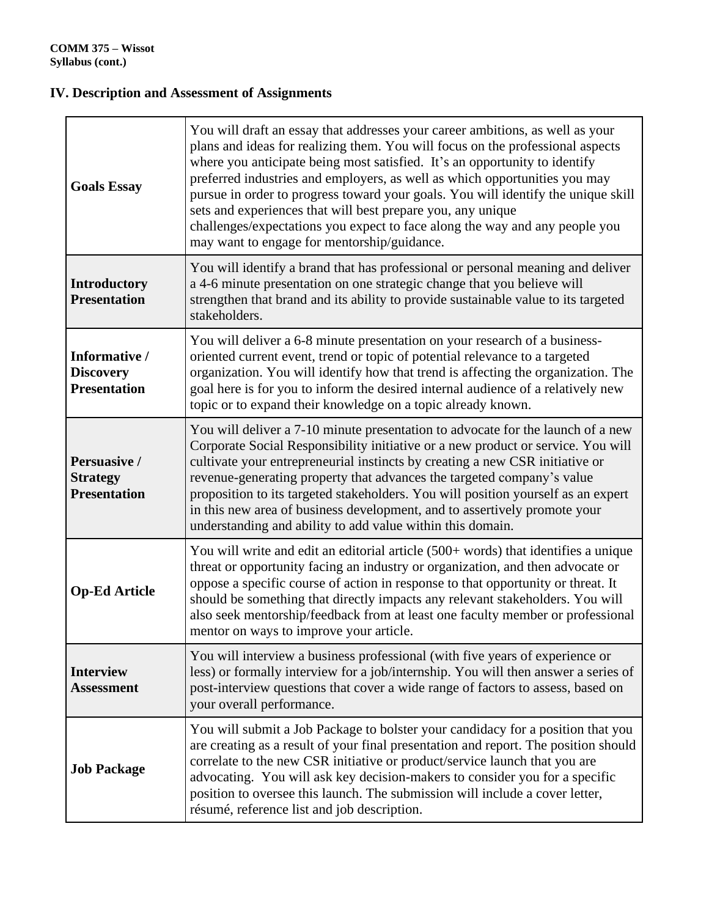## IV. Description and Assessment of Assignments

| | |
|---|---|
| **Goals Essay** | You will draft an essay that addresses your career ambitions, as well as your plans and ideas for realizing them. You will focus on the professional aspects where you anticipate being most satisfied. It's an opportunity to identify preferred industries and employers, as well as which opportunities you may pursue in order to progress toward your goals. You will identify the unique skill sets and experiences that will best prepare you, any unique challenges/expectations you expect to face along the way and any people you may want to engage for mentorship/guidance. |
| **Introductory Presentation** | You will identify a brand that has professional or personal meaning and deliver a 4-6 minute presentation on one strategic change that you believe will strengthen that brand and its ability to provide sustainable value to its targeted stakeholders. |
| **Informative / Discovery Presentation** | You will deliver a 6-8 minute presentation on your research of a business-oriented current event, trend or topic of potential relevance to a targeted organization. You will identify how that trend is affecting the organization. The goal here is for you to inform the desired internal audience of a relatively new topic or to expand their knowledge on a topic already known. |
| **Persuasive / Strategy Presentation** | You will deliver a 7-10 minute presentation to advocate for the launch of a new Corporate Social Responsibility initiative or a new product or service. You will cultivate your entrepreneurial instincts by creating a new CSR initiative or revenue-generating property that advances the targeted company's value proposition to its targeted stakeholders. You will position yourself as an expert in this new area of business development, and to assertively promote your understanding and ability to add value within this domain. |
| **Op-Ed Article** | You will write and edit an editorial article (500+ words) that identifies a unique threat or opportunity facing an industry or organization, and then advocate or oppose a specific course of action in response to that opportunity or threat. It should be something that directly impacts any relevant stakeholders. You will also seek mentorship/feedback from at least one faculty member or professional mentor on ways to improve your article. |
| **Interview Assessment** | You will interview a business professional (with five years of experience or less) or formally interview for a job/internship. You will then answer a series of post-interview questions that cover a wide range of factors to assess, based on your overall performance. |
| **Job Package** | You will submit a Job Package to bolster your candidacy for a position that you are creating as a result of your final presentation and report. The position should correlate to the new CSR initiative or product/service launch that you are advocating. You will ask key decision-makers to consider you for a specific position to oversee this launch. The submission will include a cover letter, résumé, reference list and job description. |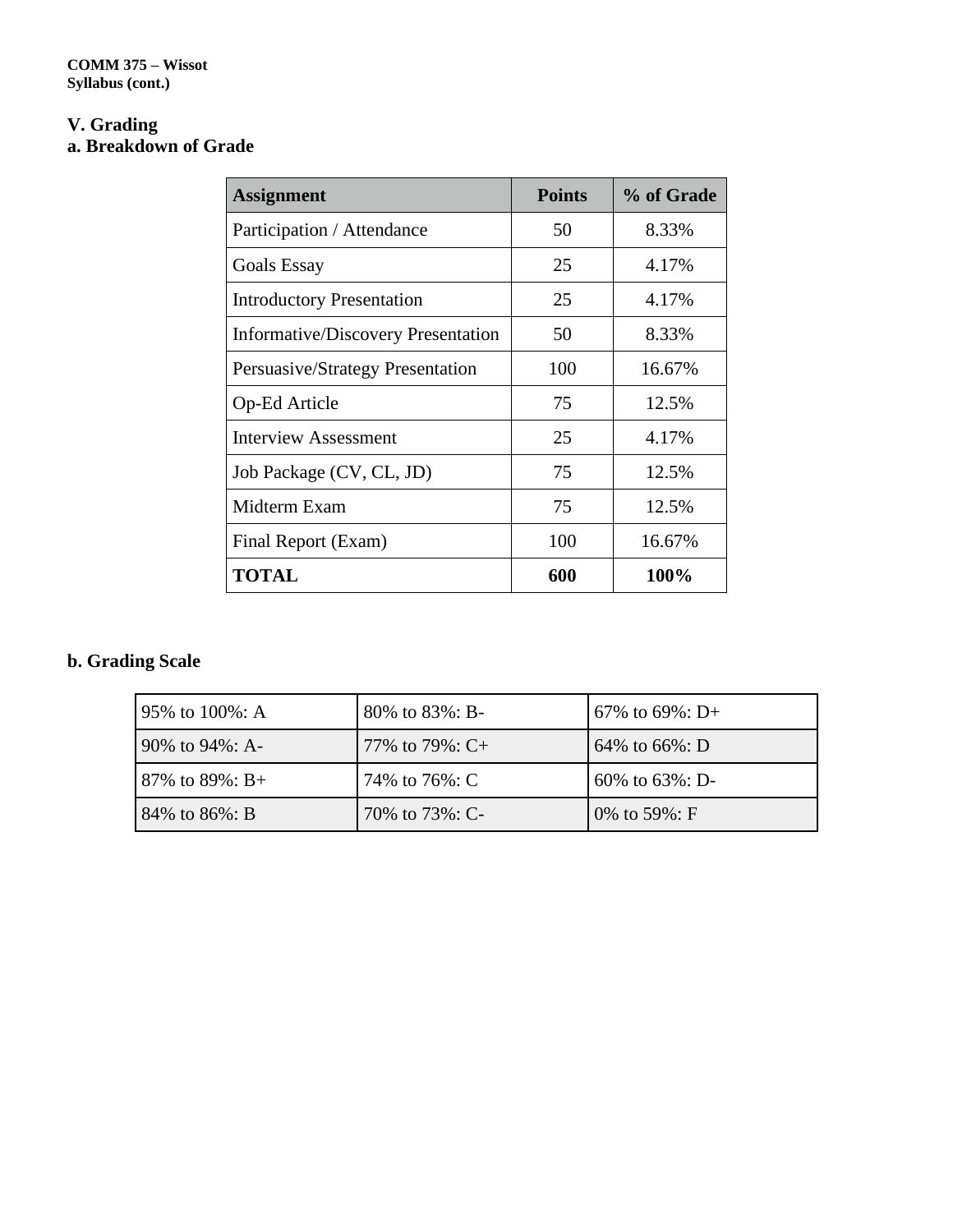## V. Grading

### a. Breakdown of Grade

| Assignment | Points | % of Grade |
|---|---|---|
| Participation / Attendance | 50 | 8.33% |
| Goals Essay | 25 | 4.17% |
| Introductory Presentation | 25 | 4.17% |
| Informative/Discovery Presentation | 50 | 8.33% |
| Persuasive/Strategy Presentation | 100 | 16.67% |
| Op-Ed Article | 75 | 12.5% |
| Interview Assessment | 25 | 4.17% |
| Job Package (CV, CL, JD) | 75 | 12.5% |
| Midterm Exam | 75 | 12.5% |
| Final Report (Exam) | 100 | 16.67% |
| **TOTAL** | **600** | **100%** |

### b. Grading Scale

| | | |
|---|---|---|
| 95% to 100%: A | 80% to 83%: B- | 67% to 69%: D+ |
| 90% to 94%: A- | 77% to 79%: C+ | 64% to 66%: D |
| 87% to 89%: B+ | 74% to 76%: C | 60% to 63%: D- |
| 84% to 86%: B | 70% to 73%: C- | 0% to 59%: F |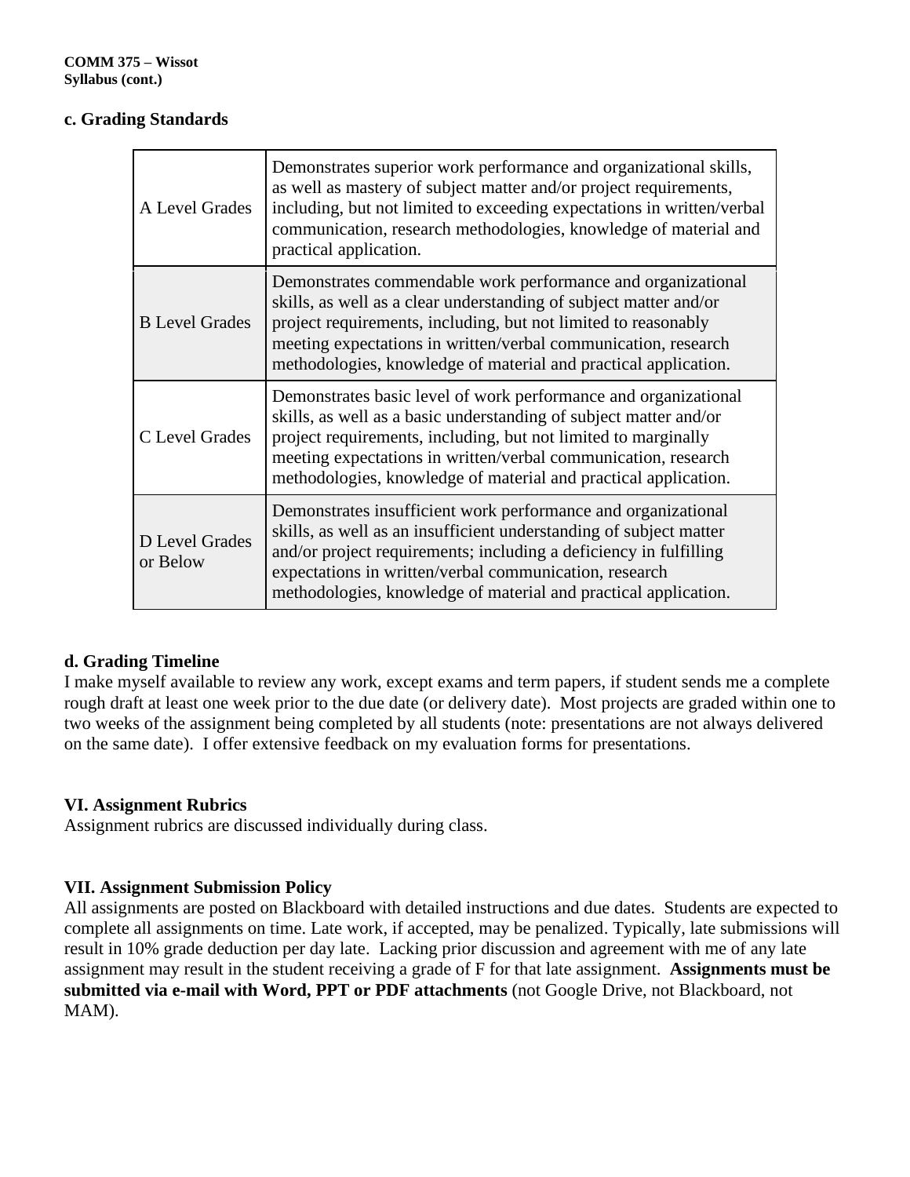### c. Grading Standards

| | |
|---|---|
| A Level Grades | Demonstrates superior work performance and organizational skills, as well as mastery of subject matter and/or project requirements, including, but not limited to exceeding expectations in written/verbal communication, research methodologies, knowledge of material and practical application. |
| B Level Grades | Demonstrates commendable work performance and organizational skills, as well as a clear understanding of subject matter and/or project requirements, including, but not limited to reasonably meeting expectations in written/verbal communication, research methodologies, knowledge of material and practical application. |
| C Level Grades | Demonstrates basic level of work performance and organizational skills, as well as a basic understanding of subject matter and/or project requirements, including, but not limited to marginally meeting expectations in written/verbal communication, research methodologies, knowledge of material and practical application. |
| D Level Grades or Below | Demonstrates insufficient work performance and organizational skills, as well as an insufficient understanding of subject matter and/or project requirements; including a deficiency in fulfilling expectations in written/verbal communication, research methodologies, knowledge of material and practical application. |

### d. Grading Timeline

I make myself available to review any work, except exams and term papers, if student sends me a complete rough draft at least one week prior to the due date (or delivery date). Most projects are graded within one to two weeks of the assignment being completed by all students (note: presentations are not always delivered on the same date). I offer extensive feedback on my evaluation forms for presentations.

## VI. Assignment Rubrics

Assignment rubrics are discussed individually during class.

## VII. Assignment Submission Policy

All assignments are posted on Blackboard with detailed instructions and due dates. Students are expected to complete all assignments on time. Late work, if accepted, may be penalized. Typically, late submissions will result in 10% grade deduction per day late. Lacking prior discussion and agreement with me of any late assignment may result in the student receiving a grade of F for that late assignment. **Assignments must be submitted via e-mail with Word, PPT or PDF attachments** (not Google Drive, not Blackboard, not MAM).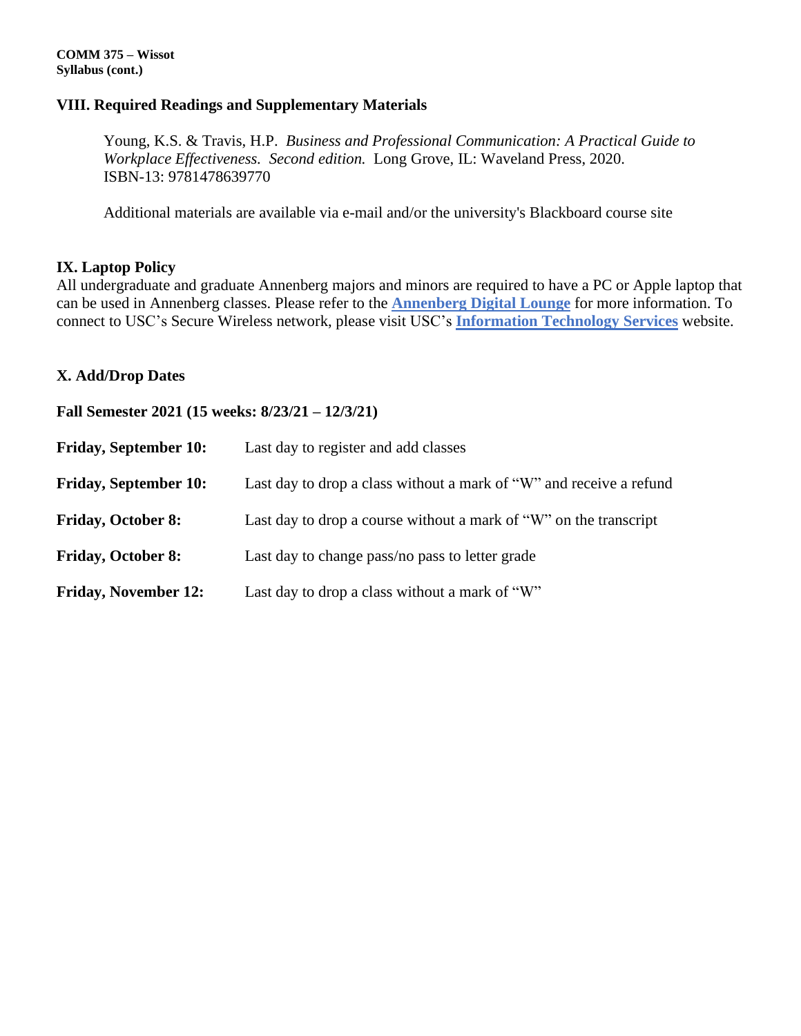## VIII. Required Readings and Supplementary Materials

Young, K.S. & Travis, H.P. *Business and Professional Communication: A Practical Guide to Workplace Effectiveness. Second edition.* Long Grove, IL: Waveland Press, 2020. ISBN-13: 9781478639770

Additional materials are available via e-mail and/or the university's Blackboard course site

## IX. Laptop Policy

All undergraduate and graduate Annenberg majors and minors are required to have a PC or Apple laptop that can be used in Annenberg classes. Please refer to the **Annenberg Digital Lounge** for more information. To connect to USC's Secure Wireless network, please visit USC's **Information Technology Services** website.

## X. Add/Drop Dates

**Fall Semester 2021 (15 weeks: 8/23/21 – 12/3/21)**

**Friday, September 10:** Last day to register and add classes

**Friday, September 10:** Last day to drop a class without a mark of "W" and receive a refund

**Friday, October 8:** Last day to drop a course without a mark of "W" on the transcript

**Friday, October 8:** Last day to change pass/no pass to letter grade

**Friday, November 12:** Last day to drop a class without a mark of "W"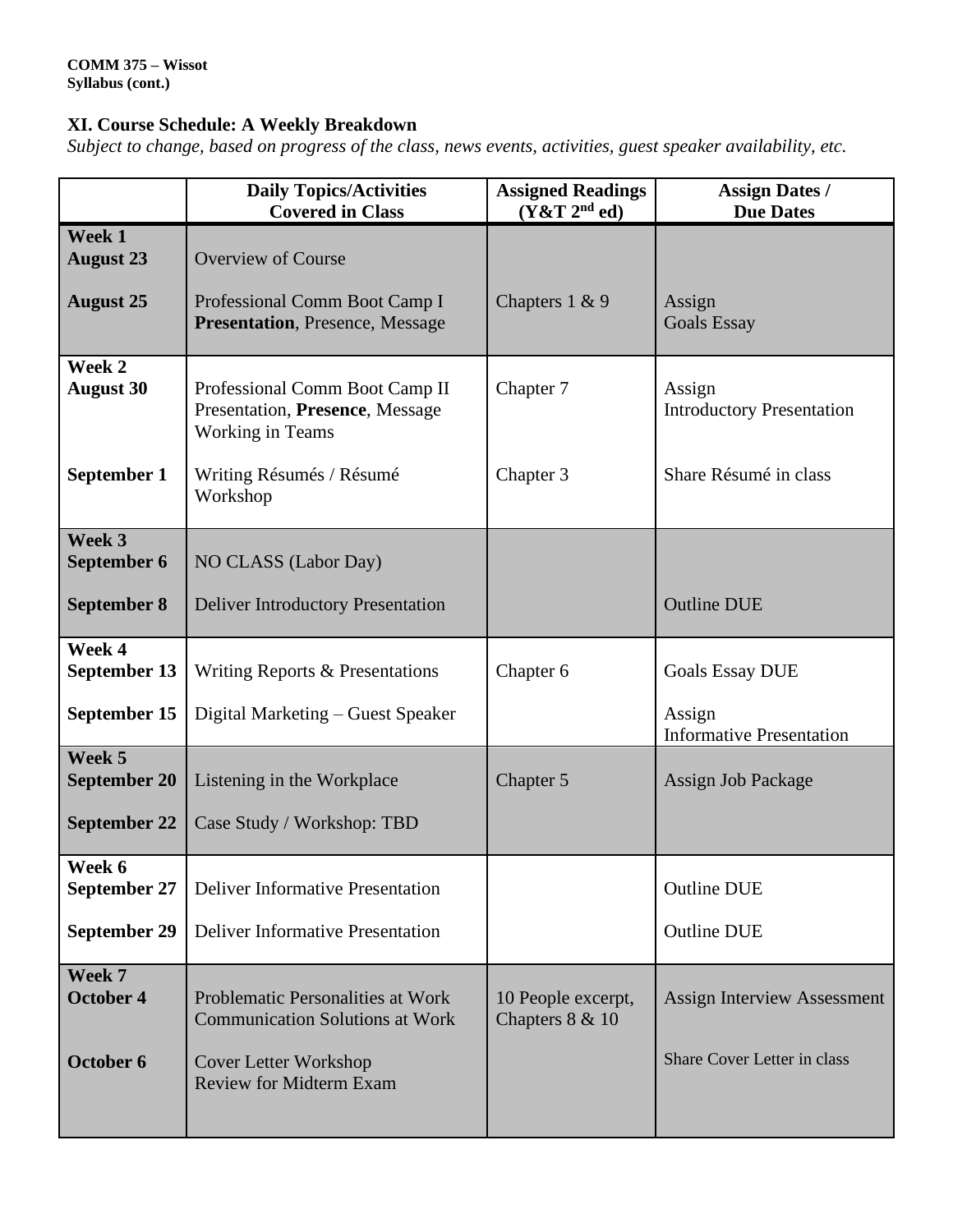**COMM 375 – Wissot**
**Syllabus (cont.)**

### XI. Course Schedule: A Weekly Breakdown

*Subject to change, based on progress of the class, news events, activities, guest speaker availability, etc.*

| | Daily Topics/Activities Covered in Class | Assigned Readings (Y&T 2nd ed) | Assign Dates / Due Dates |
|---|---|---|---|
| **Week 1** **August 23** | Overview of Course | | |
| **August 25** | Professional Comm Boot Camp I **Presentation**, Presence, Message | Chapters 1 & 9 | Assign Goals Essay |
| **Week 2** **August 30** | Professional Comm Boot Camp II Presentation, **Presence**, Message Working in Teams | Chapter 7 | Assign Introductory Presentation |
| **September 1** | Writing Résumés / Résumé Workshop | Chapter 3 | Share Résumé in class |
| **Week 3** **September 6** | NO CLASS (Labor Day) | | |
| **September 8** | Deliver Introductory Presentation | | Outline DUE |
| **Week 4** **September 13** | Writing Reports & Presentations | Chapter 6 | Goals Essay DUE |
| **September 15** | Digital Marketing – Guest Speaker | | Assign Informative Presentation |
| **Week 5** **September 20** | Listening in the Workplace | Chapter 5 | Assign Job Package |
| **September 22** | Case Study / Workshop: TBD | | |
| **Week 6** **September 27** | Deliver Informative Presentation | | Outline DUE |
| **September 29** | Deliver Informative Presentation | | Outline DUE |
| **Week 7** **October 4** | Problematic Personalities at Work Communication Solutions at Work | 10 People excerpt, Chapters 8 & 10 | Assign Interview Assessment |
| **October 6** | Cover Letter Workshop Review for Midterm Exam | | Share Cover Letter in class |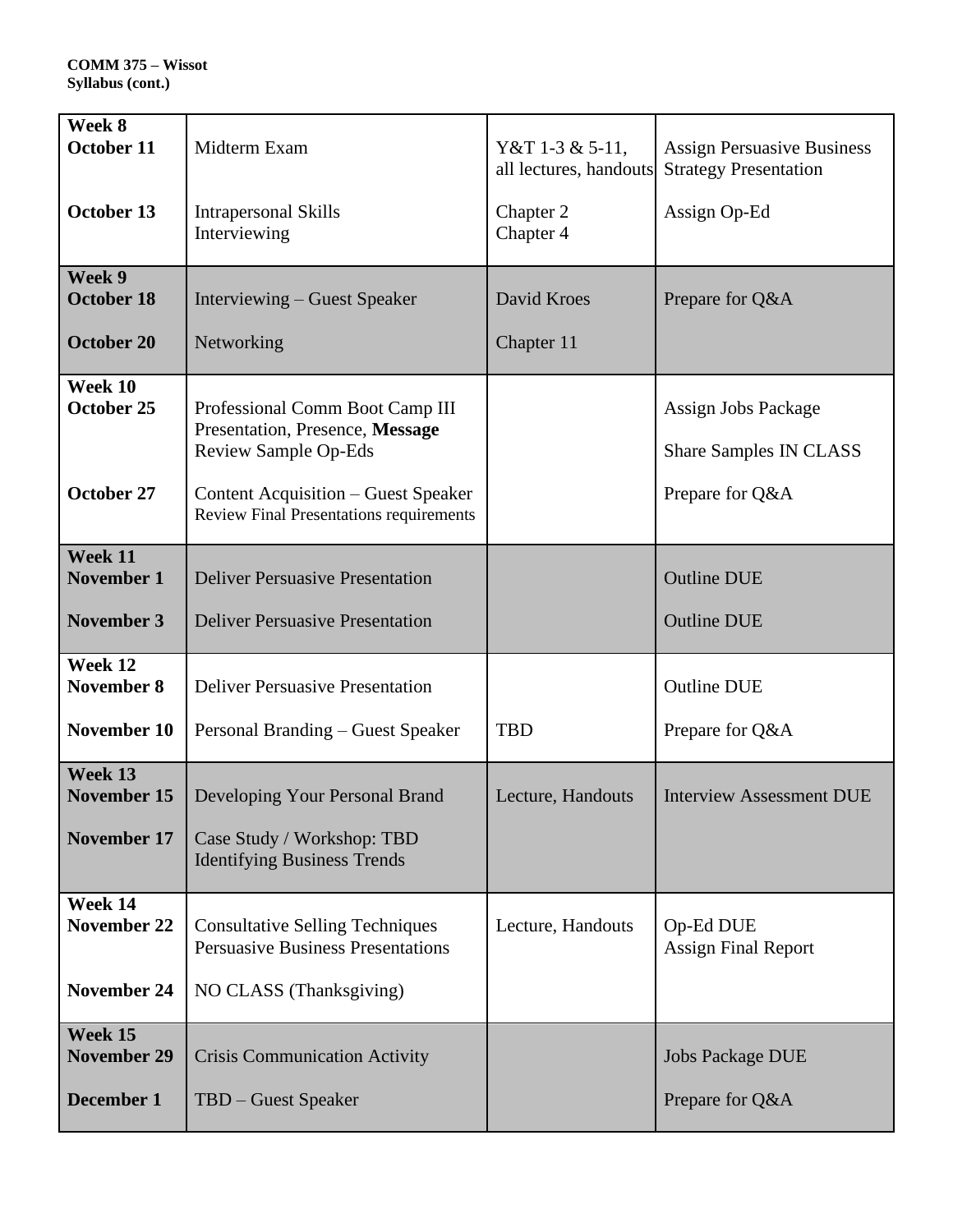**COMM 375 – Wissot**
**Syllabus (cont.)**

| | | | |
|---|---|---|---|
| **Week 8**<br>**October 11** | Midterm Exam | Y&T 1-3 & 5-11, all lectures, handouts | Assign Persuasive Business Strategy Presentation |
| **October 13** | Intrapersonal Skills<br>Interviewing | Chapter 2<br>Chapter 4 | Assign Op-Ed |
| **Week 9**<br>**October 18** | Interviewing – Guest Speaker | David Kroes | Prepare for Q&A |
| **October 20** | Networking | Chapter 11 | |
| **Week 10**<br>**October 25** | Professional Comm Boot Camp III<br>Presentation, Presence, **Message**<br>Review Sample Op-Eds | | Assign Jobs Package<br>Share Samples IN CLASS |
| **October 27** | Content Acquisition – Guest Speaker<br>Review Final Presentations requirements | | Prepare for Q&A |
| **Week 11**<br>**November 1** | Deliver Persuasive Presentation | | Outline DUE |
| **November 3** | Deliver Persuasive Presentation | | Outline DUE |
| **Week 12**<br>**November 8** | Deliver Persuasive Presentation | | Outline DUE |
| **November 10** | Personal Branding – Guest Speaker | TBD | Prepare for Q&A |
| **Week 13**<br>**November 15** | Developing Your Personal Brand | Lecture, Handouts | Interview Assessment DUE |
| **November 17** | Case Study / Workshop: TBD<br>Identifying Business Trends | | |
| **Week 14**<br>**November 22** | Consultative Selling Techniques<br>Persuasive Business Presentations | Lecture, Handouts | Op-Ed DUE<br>Assign Final Report |
| **November 24** | NO CLASS (Thanksgiving) | | |
| **Week 15**<br>**November 29** | Crisis Communication Activity | | Jobs Package DUE |
| **December 1** | TBD – Guest Speaker | | Prepare for Q&A |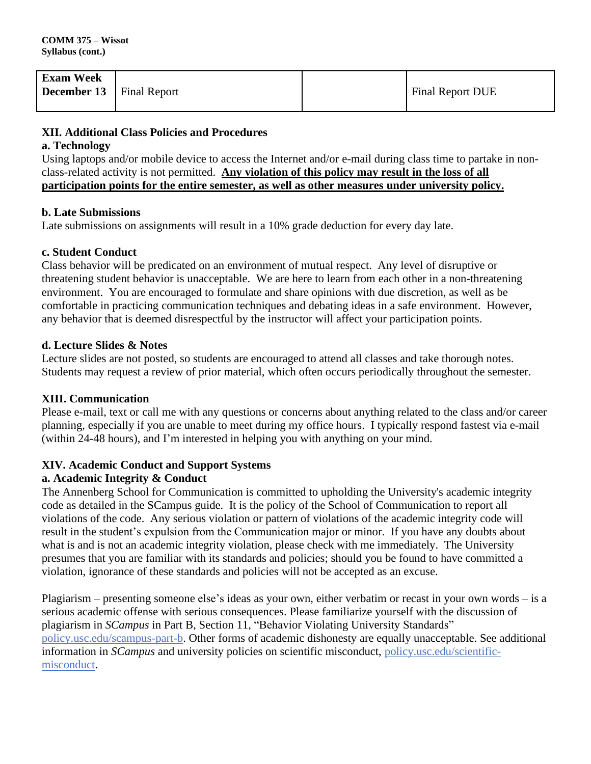| Exam Week December 13 | Final Report | | Final Report DUE |
|---|---|---|---|

## XII. Additional Class Policies and Procedures

### a. Technology

Using laptops and/or mobile device to access the Internet and/or e-mail during class time to partake in non-class-related activity is not permitted. **Any violation of this policy may result in the loss of all participation points for the entire semester, as well as other measures under university policy.**

### b. Late Submissions

Late submissions on assignments will result in a 10% grade deduction for every day late.

### c. Student Conduct

Class behavior will be predicated on an environment of mutual respect. Any level of disruptive or threatening student behavior is unacceptable. We are here to learn from each other in a non-threatening environment. You are encouraged to formulate and share opinions with due discretion, as well as be comfortable in practicing communication techniques and debating ideas in a safe environment. However, any behavior that is deemed disrespectful by the instructor will affect your participation points.

### d. Lecture Slides & Notes

Lecture slides are not posted, so students are encouraged to attend all classes and take thorough notes. Students may request a review of prior material, which often occurs periodically throughout the semester.

## XIII. Communication

Please e-mail, text or call me with any questions or concerns about anything related to the class and/or career planning, especially if you are unable to meet during my office hours. I typically respond fastest via e-mail (within 24-48 hours), and I'm interested in helping you with anything on your mind.

## XIV. Academic Conduct and Support Systems

### a. Academic Integrity & Conduct

The Annenberg School for Communication is committed to upholding the University's academic integrity code as detailed in the SCampus guide. It is the policy of the School of Communication to report all violations of the code. Any serious violation or pattern of violations of the academic integrity code will result in the student's expulsion from the Communication major or minor. If you have any doubts about what is and is not an academic integrity violation, please check with me immediately. The University presumes that you are familiar with its standards and policies; should you be found to have committed a violation, ignorance of these standards and policies will not be accepted as an excuse.

Plagiarism – presenting someone else's ideas as your own, either verbatim or recast in your own words – is a serious academic offense with serious consequences. Please familiarize yourself with the discussion of plagiarism in *SCampus* in Part B, Section 11, "Behavior Violating University Standards" policy.usc.edu/scampus-part-b. Other forms of academic dishonesty are equally unacceptable. See additional information in *SCampus* and university policies on scientific misconduct, policy.usc.edu/scientific-misconduct.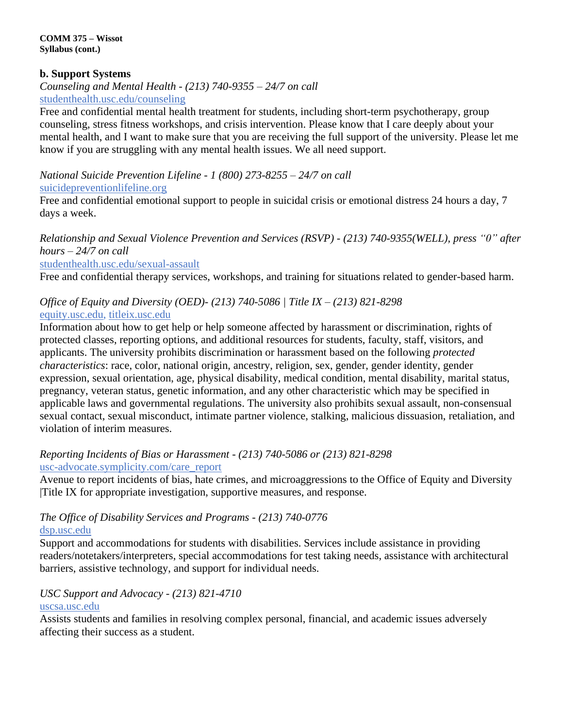### b. Support Systems

*Counseling and Mental Health - (213) 740-9355 – 24/7 on call*
studenthealth.usc.edu/counseling
Free and confidential mental health treatment for students, including short-term psychotherapy, group counseling, stress fitness workshops, and crisis intervention. Please know that I care deeply about your mental health, and I want to make sure that you are receiving the full support of the university. Please let me know if you are struggling with any mental health issues. We all need support.

*National Suicide Prevention Lifeline - 1 (800) 273-8255 – 24/7 on call*
suicidepreventionlifeline.org
Free and confidential emotional support to people in suicidal crisis or emotional distress 24 hours a day, 7 days a week.

*Relationship and Sexual Violence Prevention and Services (RSVP) - (213) 740-9355(WELL), press "0" after hours – 24/7 on call*
studenthealth.usc.edu/sexual-assault
Free and confidential therapy services, workshops, and training for situations related to gender-based harm.

*Office of Equity and Diversity (OED)- (213) 740-5086 | Title IX – (213) 821-8298*
equity.usc.edu, titleix.usc.edu
Information about how to get help or help someone affected by harassment or discrimination, rights of protected classes, reporting options, and additional resources for students, faculty, staff, visitors, and applicants. The university prohibits discrimination or harassment based on the following *protected characteristics*: race, color, national origin, ancestry, religion, sex, gender, gender identity, gender expression, sexual orientation, age, physical disability, medical condition, mental disability, marital status, pregnancy, veteran status, genetic information, and any other characteristic which may be specified in applicable laws and governmental regulations. The university also prohibits sexual assault, non-consensual sexual contact, sexual misconduct, intimate partner violence, stalking, malicious dissuasion, retaliation, and violation of interim measures.

*Reporting Incidents of Bias or Harassment - (213) 740-5086 or (213) 821-8298*
usc-advocate.symplicity.com/care_report
Avenue to report incidents of bias, hate crimes, and microaggressions to the Office of Equity and Diversity |Title IX for appropriate investigation, supportive measures, and response.

*The Office of Disability Services and Programs - (213) 740-0776*
dsp.usc.edu
Support and accommodations for students with disabilities. Services include assistance in providing readers/notetakers/interpreters, special accommodations for test taking needs, assistance with architectural barriers, assistive technology, and support for individual needs.

*USC Support and Advocacy - (213) 821-4710*
uscsa.usc.edu
Assists students and families in resolving complex personal, financial, and academic issues adversely affecting their success as a student.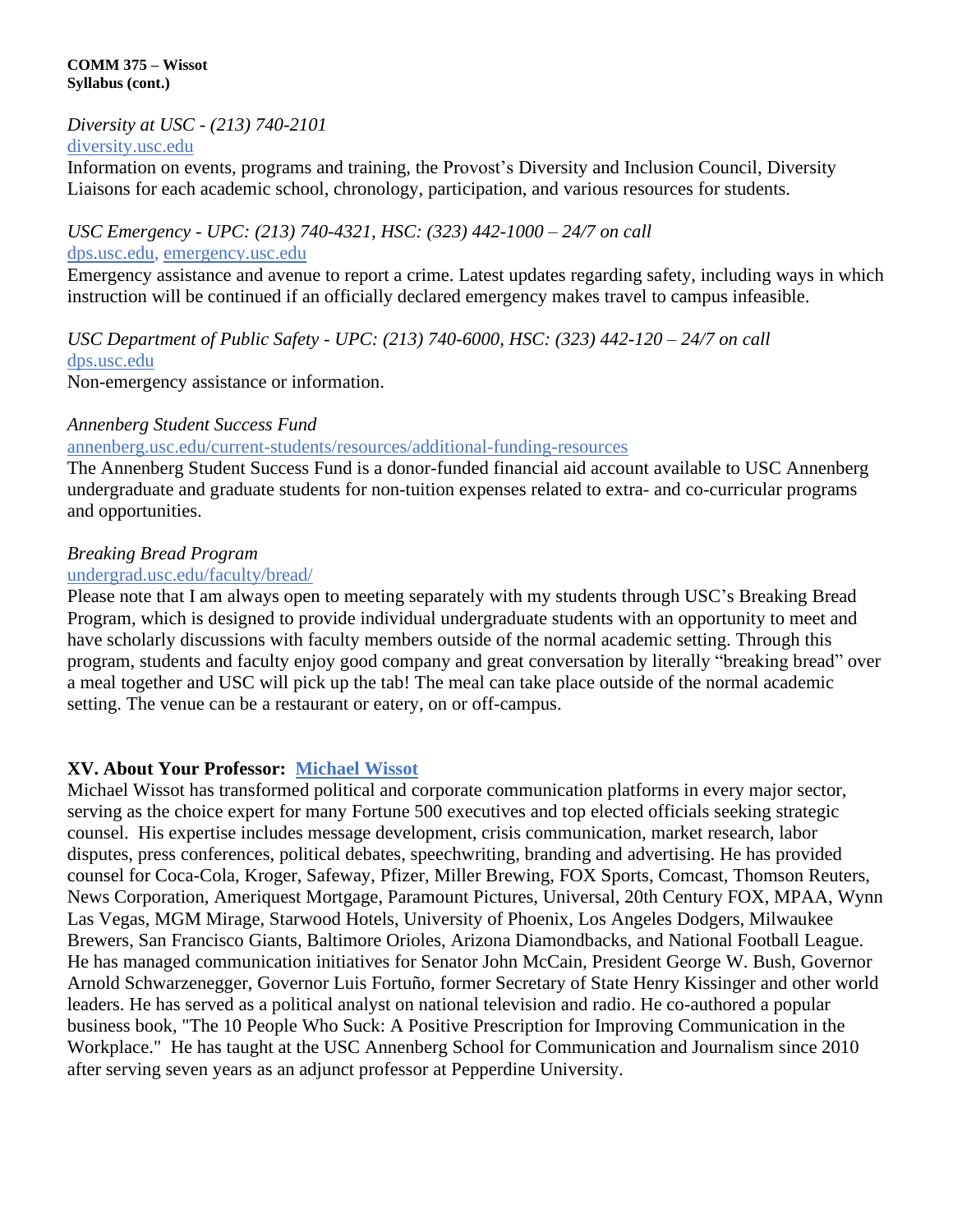*Diversity at USC - (213) 740-2101*
diversity.usc.edu
Information on events, programs and training, the Provost's Diversity and Inclusion Council, Diversity Liaisons for each academic school, chronology, participation, and various resources for students.

*USC Emergency - UPC: (213) 740-4321, HSC: (323) 442-1000 – 24/7 on call*
dps.usc.edu, emergency.usc.edu
Emergency assistance and avenue to report a crime. Latest updates regarding safety, including ways in which instruction will be continued if an officially declared emergency makes travel to campus infeasible.

*USC Department of Public Safety - UPC: (213) 740-6000, HSC: (323) 442-120 – 24/7 on call*
dps.usc.edu
Non-emergency assistance or information.

*Annenberg Student Success Fund*
annenberg.usc.edu/current-students/resources/additional-funding-resources
The Annenberg Student Success Fund is a donor-funded financial aid account available to USC Annenberg undergraduate and graduate students for non-tuition expenses related to extra- and co-curricular programs and opportunities.

*Breaking Bread Program*
undergrad.usc.edu/faculty/bread/
Please note that I am always open to meeting separately with my students through USC's Breaking Bread Program, which is designed to provide individual undergraduate students with an opportunity to meet and have scholarly discussions with faculty members outside of the normal academic setting. Through this program, students and faculty enjoy good company and great conversation by literally "breaking bread" over a meal together and USC will pick up the tab! The meal can take place outside of the normal academic setting. The venue can be a restaurant or eatery, on or off-campus.

## XV. About Your Professor: Michael Wissot

Michael Wissot has transformed political and corporate communication platforms in every major sector, serving as the choice expert for many Fortune 500 executives and top elected officials seeking strategic counsel. His expertise includes message development, crisis communication, market research, labor disputes, press conferences, political debates, speechwriting, branding and advertising. He has provided counsel for Coca-Cola, Kroger, Safeway, Pfizer, Miller Brewing, FOX Sports, Comcast, Thomson Reuters, News Corporation, Ameriquest Mortgage, Paramount Pictures, Universal, 20th Century FOX, MPAA, Wynn Las Vegas, MGM Mirage, Starwood Hotels, University of Phoenix, Los Angeles Dodgers, Milwaukee Brewers, San Francisco Giants, Baltimore Orioles, Arizona Diamondbacks, and National Football League. He has managed communication initiatives for Senator John McCain, President George W. Bush, Governor Arnold Schwarzenegger, Governor Luis Fortuño, former Secretary of State Henry Kissinger and other world leaders. He has served as a political analyst on national television and radio. He co-authored a popular business book, "The 10 People Who Suck: A Positive Prescription for Improving Communication in the Workplace." He has taught at the USC Annenberg School for Communication and Journalism since 2010 after serving seven years as an adjunct professor at Pepperdine University.